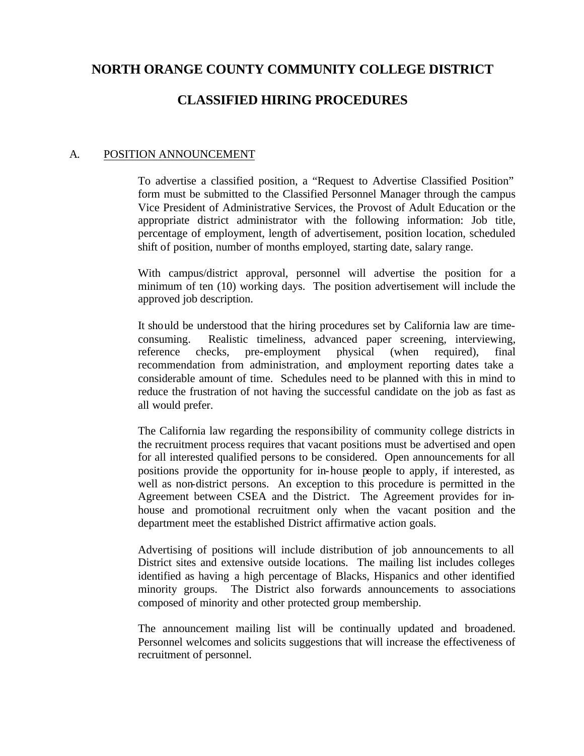# NORTH ORANGE COUNTY COMMUNITY COLLEGE DISTRICT

# CLASSIFIED HIRING PROCEDURES

## A. POSITION ANNOUNCEMENT

To advertise a classified position, a "Request to Advertise Classified Position" form must be submitted to the Classified Personnel Manager through the campus Vice President of Administrative Services, the Provost of Adult Education or the appropriate district administrator with the following information: Job title, percentage of employment, length of advertisement, position location, scheduled shift of position, number of months employed, starting date, salary range.

With campus/district approval, personnel will advertise the position for a minimum of ten (10) working days. The position advertisement will include the approved job description.

It should be understood that the hiring procedures set by California law are time-consuming. Realistic timeliness, advanced paper screening, interviewing, reference checks, pre-employment physical (when required), final recommendation from administration, and employment reporting dates take a considerable amount of time. Schedules need to be planned with this in mind to reduce the frustration of not having the successful candidate on the job as fast as all would prefer.

The California law regarding the responsibility of community college districts in the recruitment process requires that vacant positions must be advertised and open for all interested qualified persons to be considered. Open announcements for all positions provide the opportunity for in-house people to apply, if interested, as well as non-district persons. An exception to this procedure is permitted in the Agreement between CSEA and the District. The Agreement provides for in-house and promotional recruitment only when the vacant position and the department meet the established District affirmative action goals.

Advertising of positions will include distribution of job announcements to all District sites and extensive outside locations. The mailing list includes colleges identified as having a high percentage of Blacks, Hispanics and other identified minority groups. The District also forwards announcements to associations composed of minority and other protected group membership.

The announcement mailing list will be continually updated and broadened. Personnel welcomes and solicits suggestions that will increase the effectiveness of recruitment of personnel.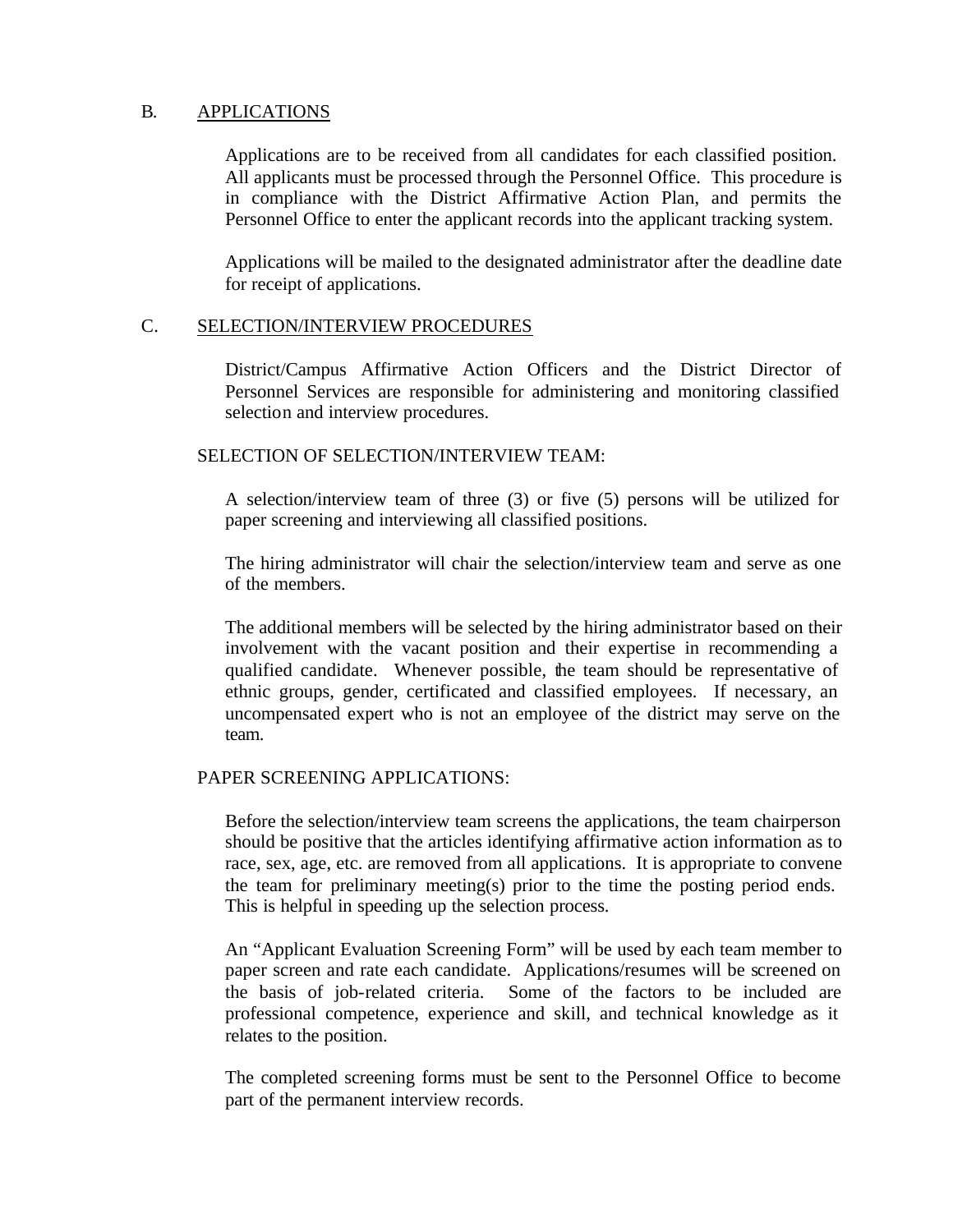## B. APPLICATIONS

Applications are to be received from all candidates for each classified position. All applicants must be processed through the Personnel Office. This procedure is in compliance with the District Affirmative Action Plan, and permits the Personnel Office to enter the applicant records into the applicant tracking system.

Applications will be mailed to the designated administrator after the deadline date for receipt of applications.

## C. SELECTION/INTERVIEW PROCEDURES

District/Campus Affirmative Action Officers and the District Director of Personnel Services are responsible for administering and monitoring classified selection and interview procedures.

### SELECTION OF SELECTION/INTERVIEW TEAM:

A selection/interview team of three (3) or five (5) persons will be utilized for paper screening and interviewing all classified positions.

The hiring administrator will chair the selection/interview team and serve as one of the members.

The additional members will be selected by the hiring administrator based on their involvement with the vacant position and their expertise in recommending a qualified candidate. Whenever possible, the team should be representative of ethnic groups, gender, certificated and classified employees. If necessary, an uncompensated expert who is not an employee of the district may serve on the team.

### PAPER SCREENING APPLICATIONS:

Before the selection/interview team screens the applications, the team chairperson should be positive that the articles identifying affirmative action information as to race, sex, age, etc. are removed from all applications. It is appropriate to convene the team for preliminary meeting(s) prior to the time the posting period ends. This is helpful in speeding up the selection process.

An "Applicant Evaluation Screening Form" will be used by each team member to paper screen and rate each candidate. Applications/resumes will be screened on the basis of job-related criteria. Some of the factors to be included are professional competence, experience and skill, and technical knowledge as it relates to the position.

The completed screening forms must be sent to the Personnel Office to become part of the permanent interview records.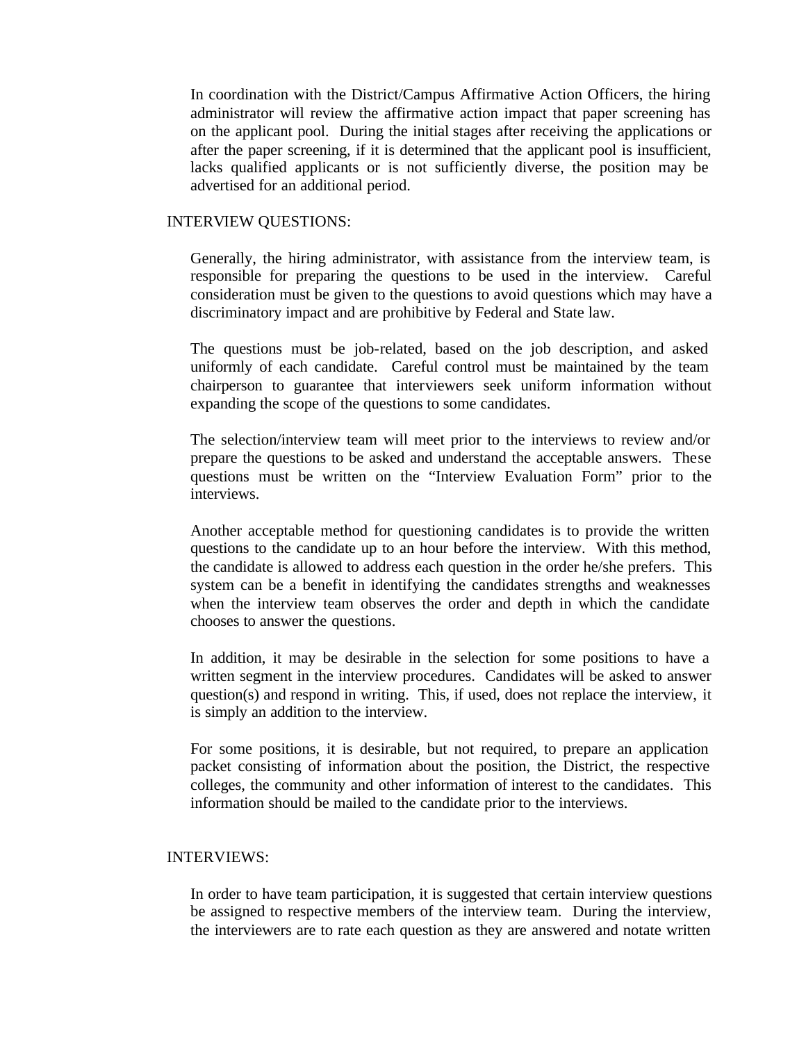In coordination with the District/Campus Affirmative Action Officers, the hiring administrator will review the affirmative action impact that paper screening has on the applicant pool. During the initial stages after receiving the applications or after the paper screening, if it is determined that the applicant pool is insufficient, lacks qualified applicants or is not sufficiently diverse, the position may be advertised for an additional period.

## INTERVIEW QUESTIONS:

Generally, the hiring administrator, with assistance from the interview team, is responsible for preparing the questions to be used in the interview. Careful consideration must be given to the questions to avoid questions which may have a discriminatory impact and are prohibitive by Federal and State law.

The questions must be job-related, based on the job description, and asked uniformly of each candidate. Careful control must be maintained by the team chairperson to guarantee that interviewers seek uniform information without expanding the scope of the questions to some candidates.

The selection/interview team will meet prior to the interviews to review and/or prepare the questions to be asked and understand the acceptable answers. These questions must be written on the "Interview Evaluation Form" prior to the interviews.

Another acceptable method for questioning candidates is to provide the written questions to the candidate up to an hour before the interview. With this method, the candidate is allowed to address each question in the order he/she prefers. This system can be a benefit in identifying the candidates strengths and weaknesses when the interview team observes the order and depth in which the candidate chooses to answer the questions.

In addition, it may be desirable in the selection for some positions to have a written segment in the interview procedures. Candidates will be asked to answer question(s) and respond in writing. This, if used, does not replace the interview, it is simply an addition to the interview.

For some positions, it is desirable, but not required, to prepare an application packet consisting of information about the position, the District, the respective colleges, the community and other information of interest to the candidates. This information should be mailed to the candidate prior to the interviews.

## INTERVIEWS:

In order to have team participation, it is suggested that certain interview questions be assigned to respective members of the interview team. During the interview, the interviewers are to rate each question as they are answered and notate written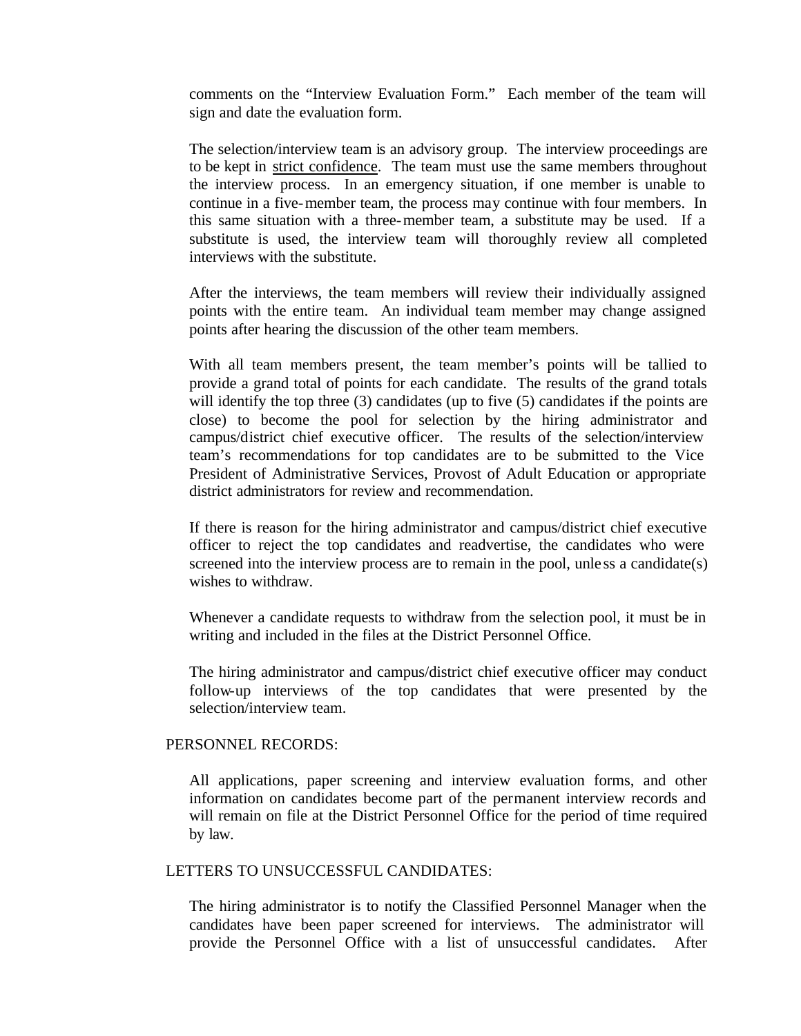comments on the "Interview Evaluation Form." Each member of the team will sign and date the evaluation form.

The selection/interview team is an advisory group. The interview proceedings are to be kept in <u>strict confidence</u>. The team must use the same members throughout the interview process. In an emergency situation, if one member is unable to continue in a five-member team, the process may continue with four members. In this same situation with a three-member team, a substitute may be used. If a substitute is used, the interview team will thoroughly review all completed interviews with the substitute.

After the interviews, the team members will review their individually assigned points with the entire team. An individual team member may change assigned points after hearing the discussion of the other team members.

With all team members present, the team member's points will be tallied to provide a grand total of points for each candidate. The results of the grand totals will identify the top three (3) candidates (up to five (5) candidates if the points are close) to become the pool for selection by the hiring administrator and campus/district chief executive officer. The results of the selection/interview team's recommendations for top candidates are to be submitted to the Vice President of Administrative Services, Provost of Adult Education or appropriate district administrators for review and recommendation.

If there is reason for the hiring administrator and campus/district chief executive officer to reject the top candidates and readvertise, the candidates who were screened into the interview process are to remain in the pool, unless a candidate(s) wishes to withdraw.

Whenever a candidate requests to withdraw from the selection pool, it must be in writing and included in the files at the District Personnel Office.

The hiring administrator and campus/district chief executive officer may conduct follow-up interviews of the top candidates that were presented by the selection/interview team.

PERSONNEL RECORDS:

All applications, paper screening and interview evaluation forms, and other information on candidates become part of the permanent interview records and will remain on file at the District Personnel Office for the period of time required by law.

LETTERS TO UNSUCCESSFUL CANDIDATES:

The hiring administrator is to notify the Classified Personnel Manager when the candidates have been paper screened for interviews. The administrator will provide the Personnel Office with a list of unsuccessful candidates. After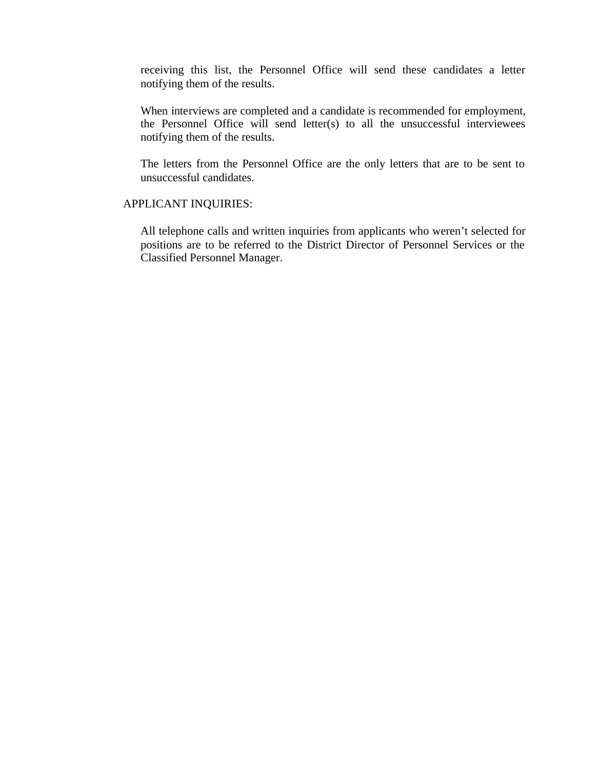receiving this list, the Personnel Office will send these candidates a letter notifying them of the results.

When interviews are completed and a candidate is recommended for employment, the Personnel Office will send letter(s) to all the unsuccessful interviewees notifying them of the results.

The letters from the Personnel Office are the only letters that are to be sent to unsuccessful candidates.

APPLICANT INQUIRIES:

All telephone calls and written inquiries from applicants who weren't selected for positions are to be referred to the District Director of Personnel Services or the Classified Personnel Manager.